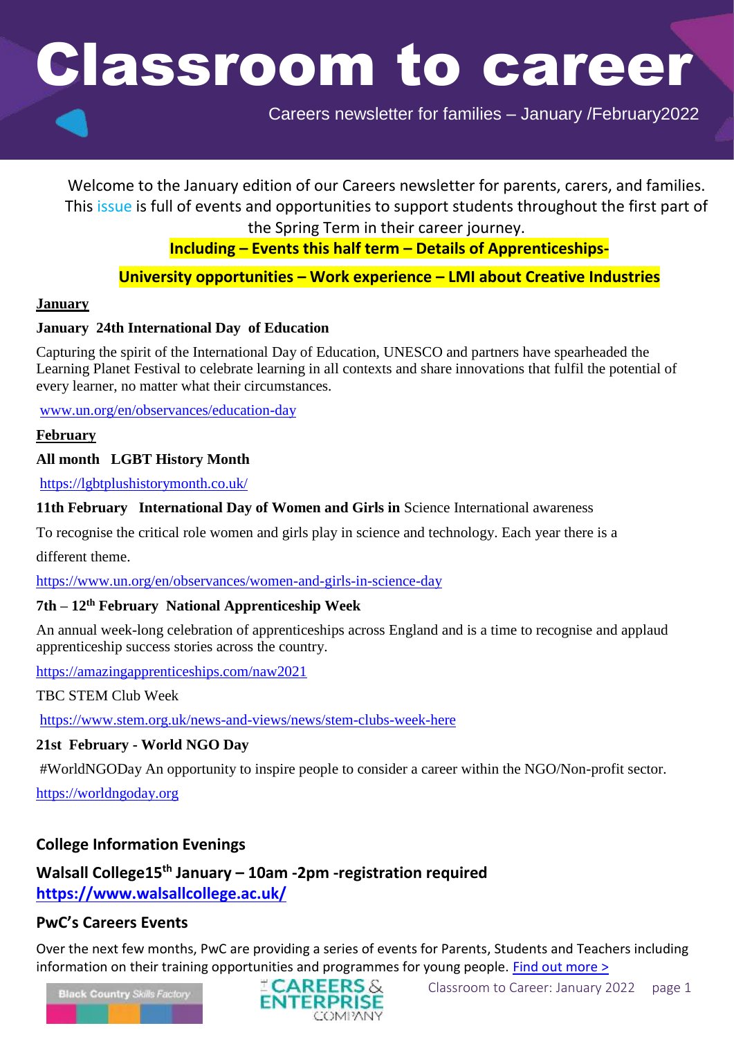# Classroom to career

Careers newsletter for families – January /February2022

Welcome to the January edition of our Careers newsletter for parents, carers, and families. This issue is full of events and opportunities to support students throughout the first part of the Spring Term in their career journey.

**Including – Events this half term – Details of Apprenticeships-**

**University opportunities – Work experience – LMI about Creative Industries**

**January**

**January 24th International Day of Education**

Capturing the spirit of the International Day of Education, UNESCO and partners have spearheaded the Learning Planet Festival to celebrate learning in all contexts and share innovations that fulfil the potential of every learner, no matter what their circumstances.

www.un.org/en/observances/education-day

**February**

**All month LGBT History Month**

https://lgbtplushistorymonth.co.uk/

**11th February International Day of Women and Girls in** Science International awareness

To recognise the critical role women and girls play in science and technology. Each year there is a different theme.

https://www.un.org/en/observances/women-and-girls-in-science-day

**7th – 12th February National Apprenticeship Week**

An annual week-long celebration of apprenticeships across England and is a time to recognise and applaud apprenticeship success stories across the country.

https://amazingapprenticeships.com/naw2021

TBC STEM Club Week

https://www.stem.org.uk/news-and-views/news/stem-clubs-week-here

**21st February - World NGO Day**

#WorldNGODay An opportunity to inspire people to consider a career within the NGO/Non-profit sector.

https://worldngoday.org

## College Information Evenings

**Walsall College15th January – 10am -2pm -registration required**
**https://www.walsallcollege.ac.uk/**

## PwC's Careers Events

Over the next few months, PwC are providing a series of events for Parents, Students and Teachers including information on their training opportunities and programmes for young people. Find out more >

Black Country Skills Factory

CAREERS & ENTERPRISE COMPANY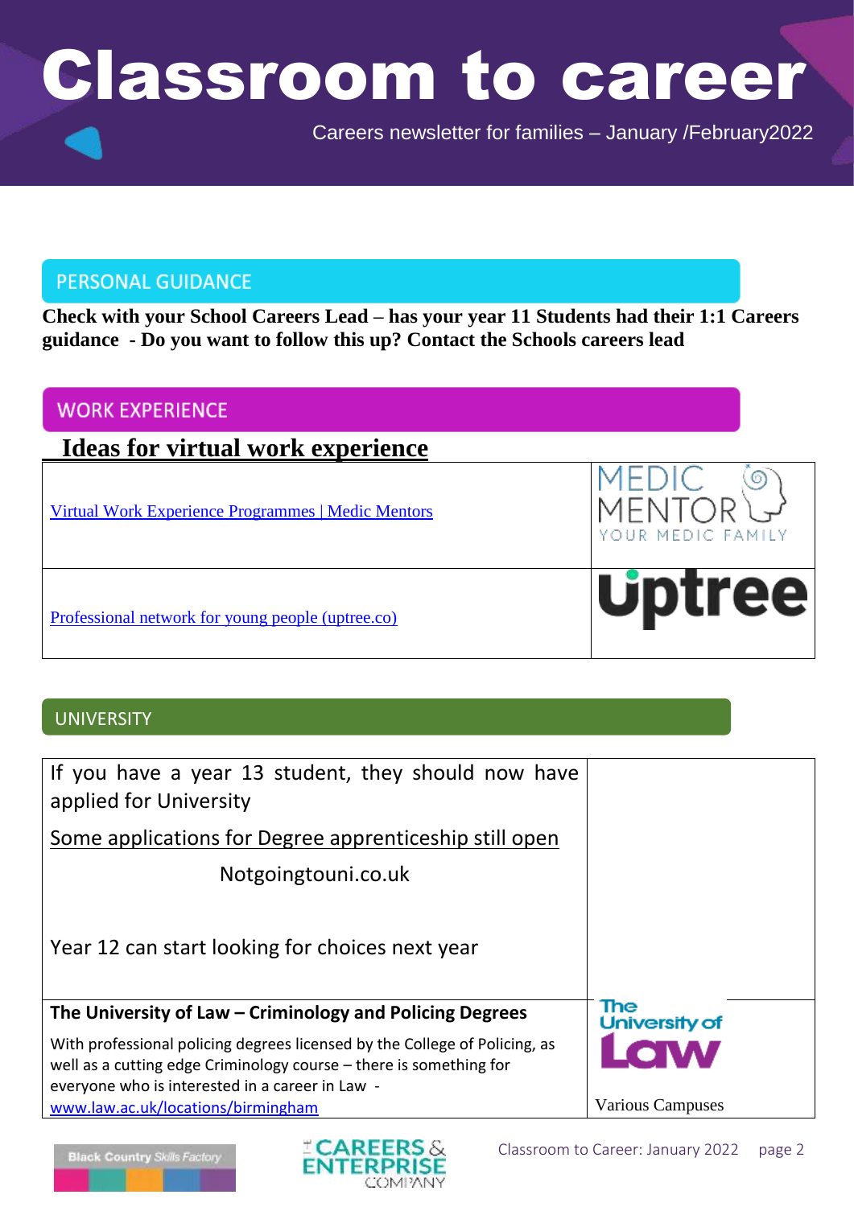# Classroom to career

Careers newsletter for families – January /February2022

## PERSONAL GUIDANCE

**Check with your School Careers Lead – has your year 11 Students had their 1:1 Careers guidance - Do you want to follow this up? Contact the Schools careers lead**

## WORK EXPERIENCE

### Ideas for virtual work experience

| | |
|---|---|
| Virtual Work Experience Programmes \| Medic Mentors | MEDIC MENTOR YOUR MEDIC FAMILY |
| Professional network for young people (uptree.co) | Uptree |

## UNIVERSITY

| | |
|---|---|
| If you have a year 13 student, they should now have applied for University<br><br>Some applications for Degree apprenticeship still open<br><br>Notgoingtouni.co.uk<br><br>Year 12 can start looking for choices next year | |
| **The University of Law – Criminology and Policing Degrees**<br><br>With professional policing degrees licensed by the College of Policing, as well as a cutting edge Criminology course – there is something for everyone who is interested in a career in Law - www.law.ac.uk/locations/birmingham | The University of Law<br><br>Various Campuses |

Black Country Skills Factory

CAREERS & ENTERPRISE COMPANY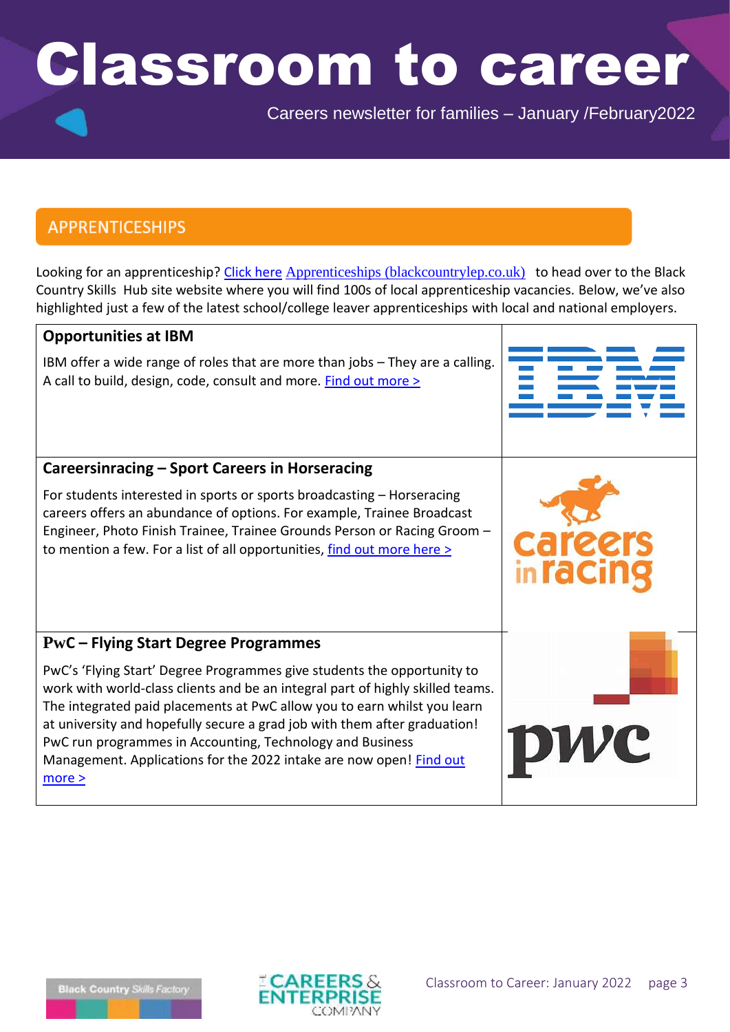# Classroom to career

Careers newsletter for families – January /February2022

## APPRENTICESHIPS

Looking for an apprenticeship? Click here Apprenticeships (blackcountrylep.co.uk) to head over to the Black Country Skills Hub site website where you will find 100s of local apprenticeship vacancies. Below, we've also highlighted just a few of the latest school/college leaver apprenticeships with local and national employers.

### Opportunities at IBM

IBM offer a wide range of roles that are more than jobs – They are a calling. A call to build, design, code, consult and more. Find out more >

### Careersinracing – Sport Careers in Horseracing

For students interested in sports or sports broadcasting – Horseracing careers offers an abundance of options. For example, Trainee Broadcast Engineer, Photo Finish Trainee, Trainee Grounds Person or Racing Groom – to mention a few. For a list of all opportunities, find out more here >

### PwC – Flying Start Degree Programmes

PwC's 'Flying Start' Degree Programmes give students the opportunity to work with world-class clients and be an integral part of highly skilled teams. The integrated paid placements at PwC allow you to earn whilst you learn at university and hopefully secure a grad job with them after graduation! PwC run programmes in Accounting, Technology and Business Management. Applications for the 2022 intake are now open! Find out more >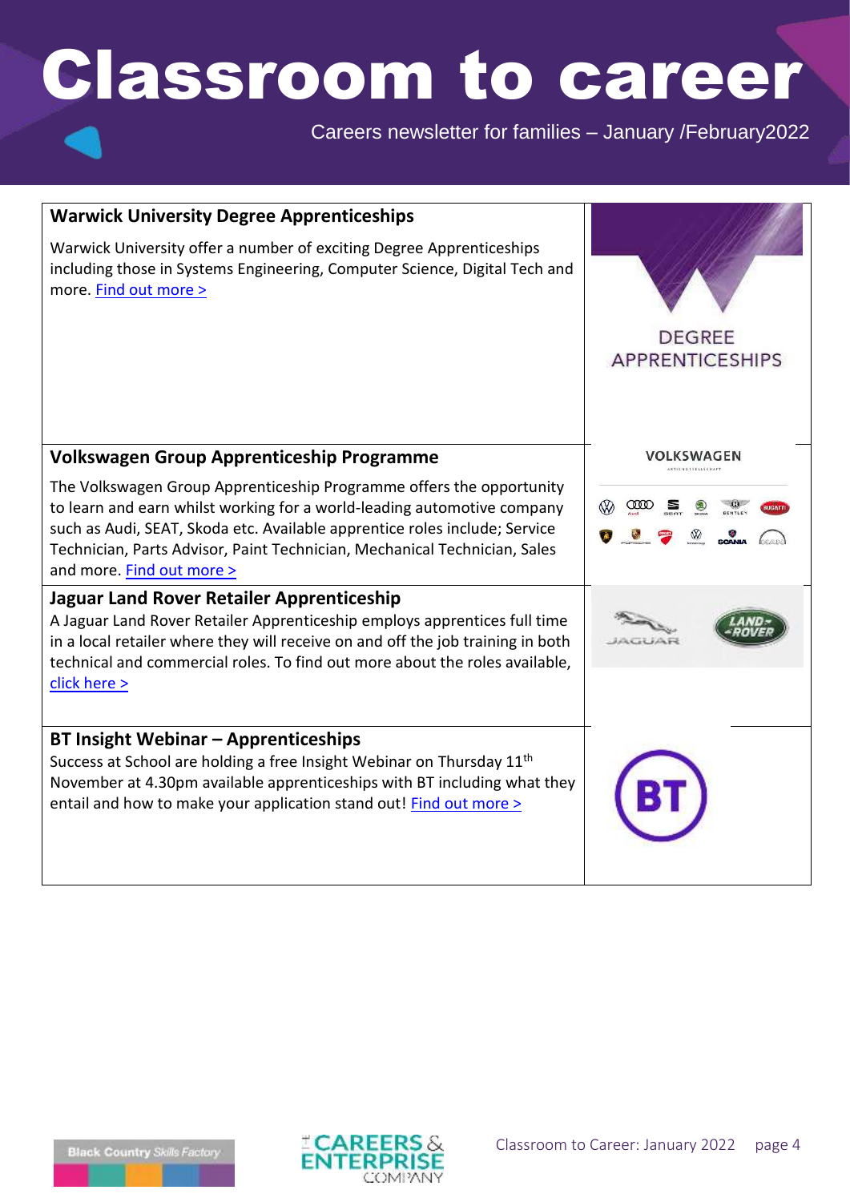# Classroom to career

Careers newsletter for families – January /February2022

## Warwick University Degree Apprenticeships

Warwick University offer a number of exciting Degree Apprenticeships including those in Systems Engineering, Computer Science, Digital Tech and more. Find out more >

## Volkswagen Group Apprenticeship Programme

The Volkswagen Group Apprenticeship Programme offers the opportunity to learn and earn whilst working for a world-leading automotive company such as Audi, SEAT, Skoda etc. Available apprentice roles include; Service Technician, Parts Advisor, Paint Technician, Mechanical Technician, Sales and more. Find out more >

## Jaguar Land Rover Retailer Apprenticeship

A Jaguar Land Rover Retailer Apprenticeship employs apprentices full time in a local retailer where they will receive on and off the job training in both technical and commercial roles. To find out more about the roles available, click here >

## BT Insight Webinar – Apprenticeships

Success at School are holding a free Insight Webinar on Thursday 11th November at 4.30pm available apprenticeships with BT including what they entail and how to make your application stand out! Find out more >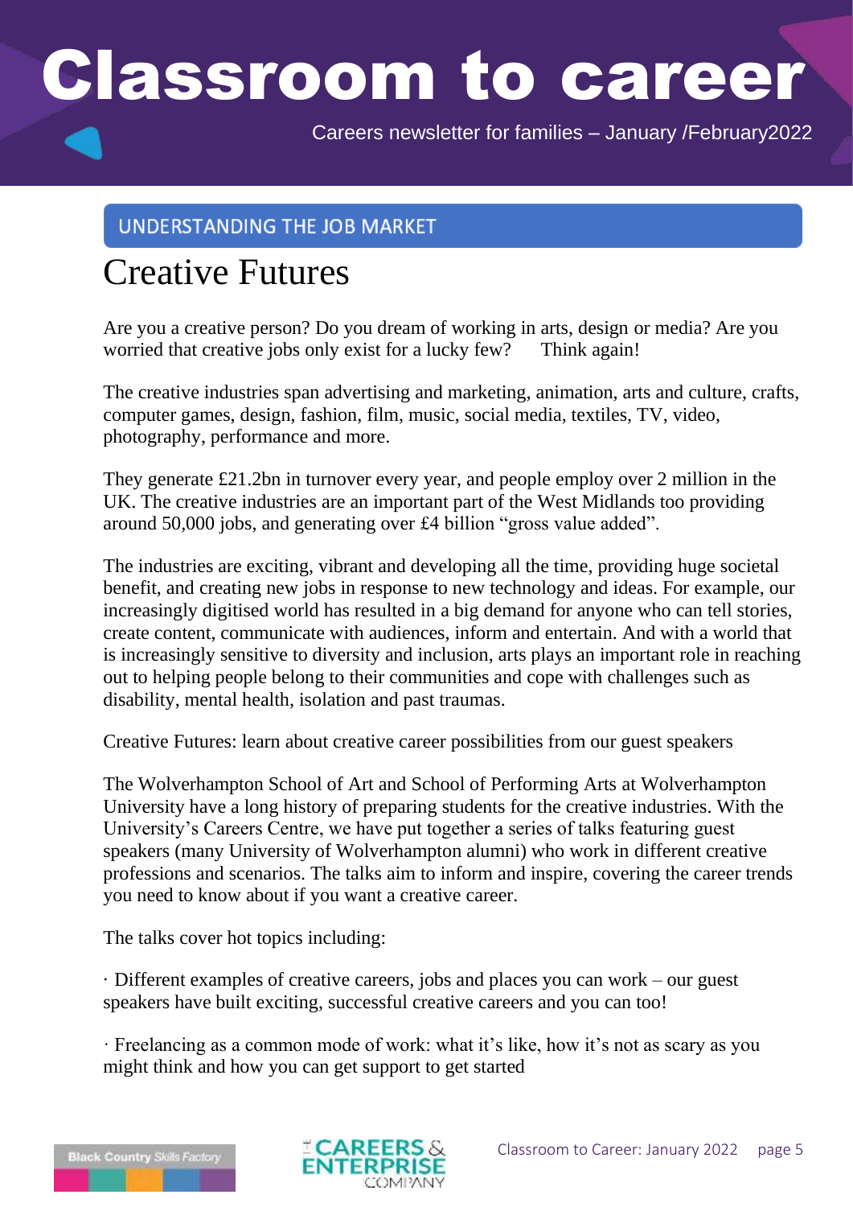# Classroom to career

Careers newsletter for families – January /February2022

## UNDERSTANDING THE JOB MARKET

## Creative Futures

Are you a creative person? Do you dream of working in arts, design or media? Are you worried that creative jobs only exist for a lucky few?   Think again!

The creative industries span advertising and marketing, animation, arts and culture, crafts, computer games, design, fashion, film, music, social media, textiles, TV, video, photography, performance and more.

They generate £21.2bn in turnover every year, and people employ over 2 million in the UK. The creative industries are an important part of the West Midlands too providing around 50,000 jobs, and generating over £4 billion "gross value added".

The industries are exciting, vibrant and developing all the time, providing huge societal benefit, and creating new jobs in response to new technology and ideas. For example, our increasingly digitised world has resulted in a big demand for anyone who can tell stories, create content, communicate with audiences, inform and entertain. And with a world that is increasingly sensitive to diversity and inclusion, arts plays an important role in reaching out to helping people belong to their communities and cope with challenges such as disability, mental health, isolation and past traumas.

Creative Futures: learn about creative career possibilities from our guest speakers

The Wolverhampton School of Art and School of Performing Arts at Wolverhampton University have a long history of preparing students for the creative industries. With the University's Careers Centre, we have put together a series of talks featuring guest speakers (many University of Wolverhampton alumni) who work in different creative professions and scenarios. The talks aim to inform and inspire, covering the career trends you need to know about if you want a creative career.

The talks cover hot topics including:

· Different examples of creative careers, jobs and places you can work – our guest speakers have built exciting, successful creative careers and you can too!

· Freelancing as a common mode of work: what it's like, how it's not as scary as you might think and how you can get support to get started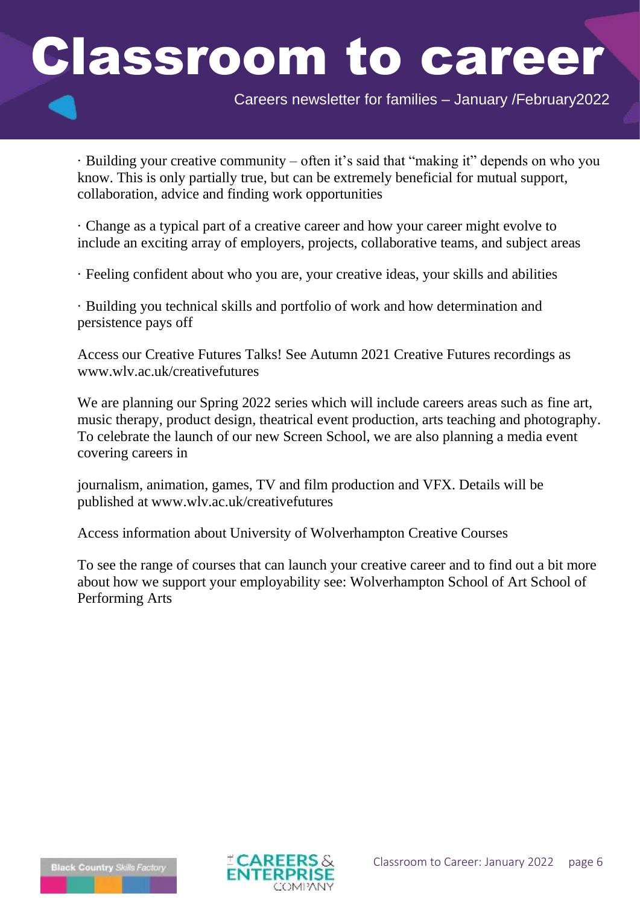· Building your creative community – often it's said that "making it" depends on who you know. This is only partially true, but can be extremely beneficial for mutual support, collaboration, advice and finding work opportunities

· Change as a typical part of a creative career and how your career might evolve to include an exciting array of employers, projects, collaborative teams, and subject areas

· Feeling confident about who you are, your creative ideas, your skills and abilities

· Building you technical skills and portfolio of work and how determination and persistence pays off

Access our Creative Futures Talks! See Autumn 2021 Creative Futures recordings as www.wlv.ac.uk/creativefutures

We are planning our Spring 2022 series which will include careers areas such as fine art, music therapy, product design, theatrical event production, arts teaching and photography. To celebrate the launch of our new Screen School, we are also planning a media event covering careers in

journalism, animation, games, TV and film production and VFX. Details will be published at www.wlv.ac.uk/creativefutures

Access information about University of Wolverhampton Creative Courses

To see the range of courses that can launch your creative career and to find out a bit more about how we support your employability see: Wolverhampton School of Art School of Performing Arts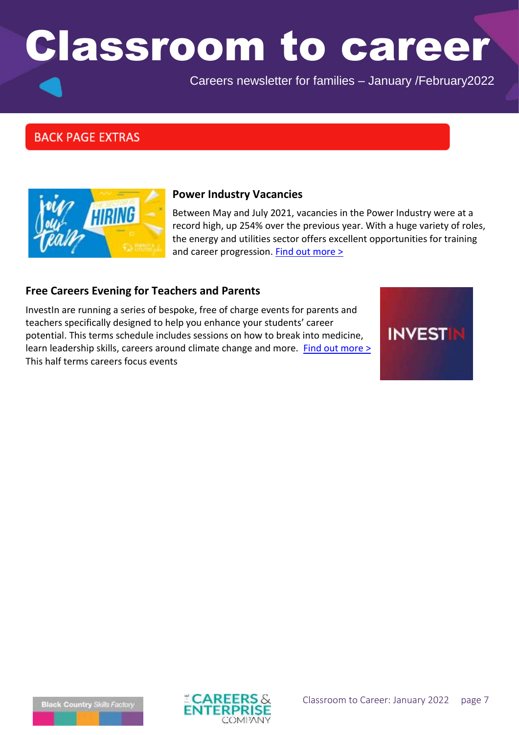# Classroom to career

Careers newsletter for families – January /February2022

## BACK PAGE EXTRAS

### Power Industry Vacancies

Between May and July 2021, vacancies in the Power Industry were at a record high, up 254% over the previous year. With a huge variety of roles, the energy and utilities sector offers excellent opportunities for training and career progression. Find out more >

### Free Careers Evening for Teachers and Parents

InvestIn are running a series of bespoke, free of charge events for parents and teachers specifically designed to help you enhance your students' career potential. This terms schedule includes sessions on how to break into medicine, learn leadership skills, careers around climate change and more. Find out more >
This half terms careers focus events